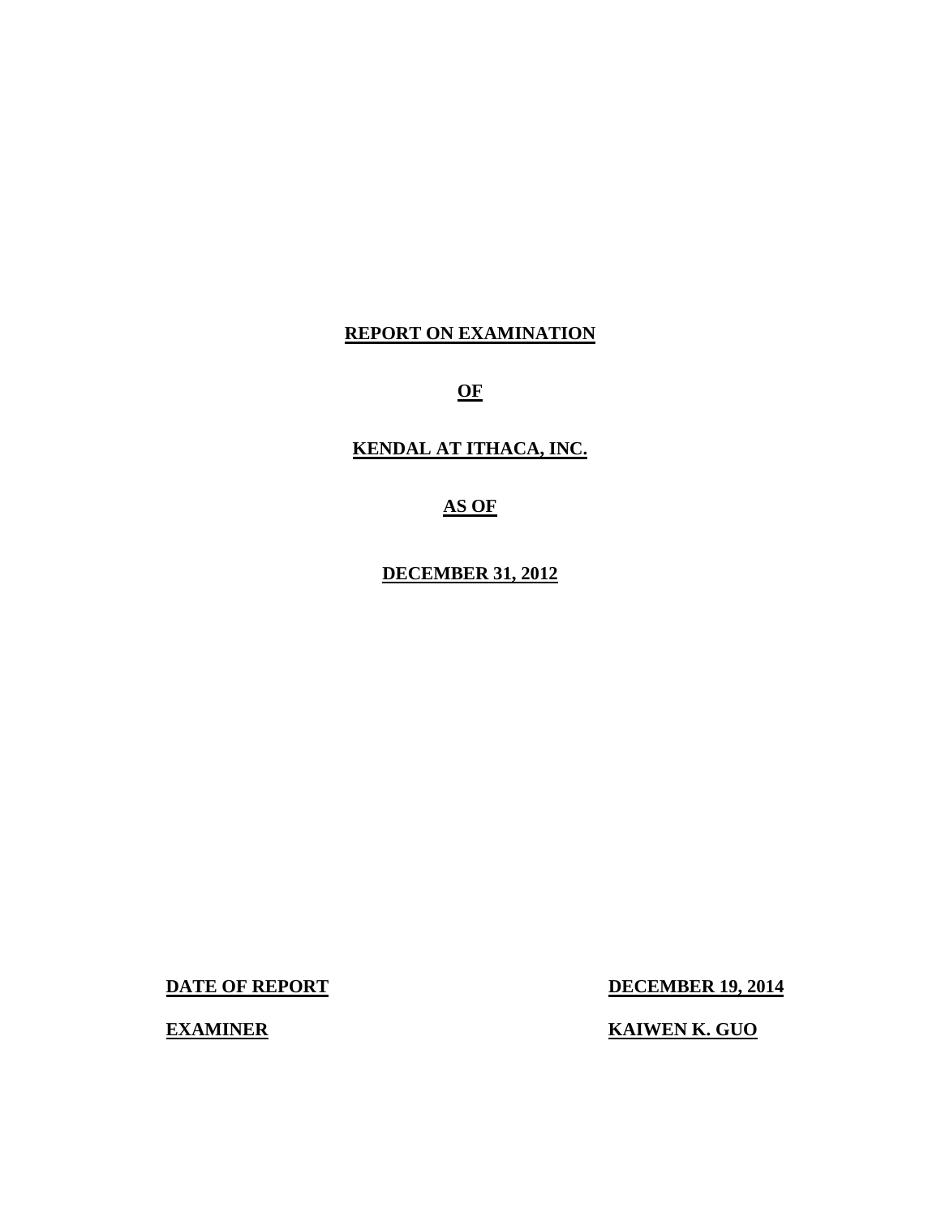# REPORT ON EXAMINATION

# OF

# KENDAL AT ITHACA, INC.

# AS OF

# DECEMBER 31, 2012

**DATE OF REPORT** **DECEMBER 19, 2014**

**EXAMINER** **KAIWEN K. GUO**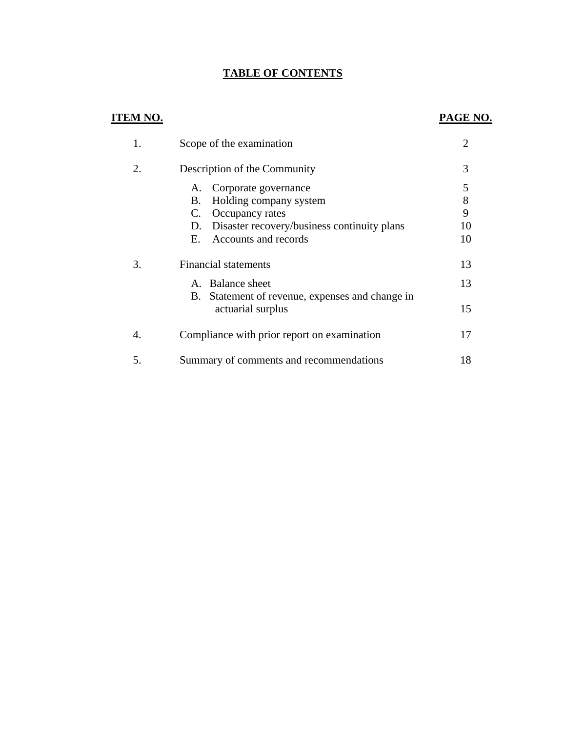# TABLE OF CONTENTS

| ITEM NO. | | PAGE NO. |
|---|---|---|
| 1. | Scope of the examination | 2 |
| 2. | Description of the Community | 3 |
| | A. Corporate governance | 5 |
| | B. Holding company system | 8 |
| | C. Occupancy rates | 9 |
| | D. Disaster recovery/business continuity plans | 10 |
| | E. Accounts and records | 10 |
| 3. | Financial statements | 13 |
| | A. Balance sheet | 13 |
| | B. Statement of revenue, expenses and change in actuarial surplus | 15 |
| 4. | Compliance with prior report on examination | 17 |
| 5. | Summary of comments and recommendations | 18 |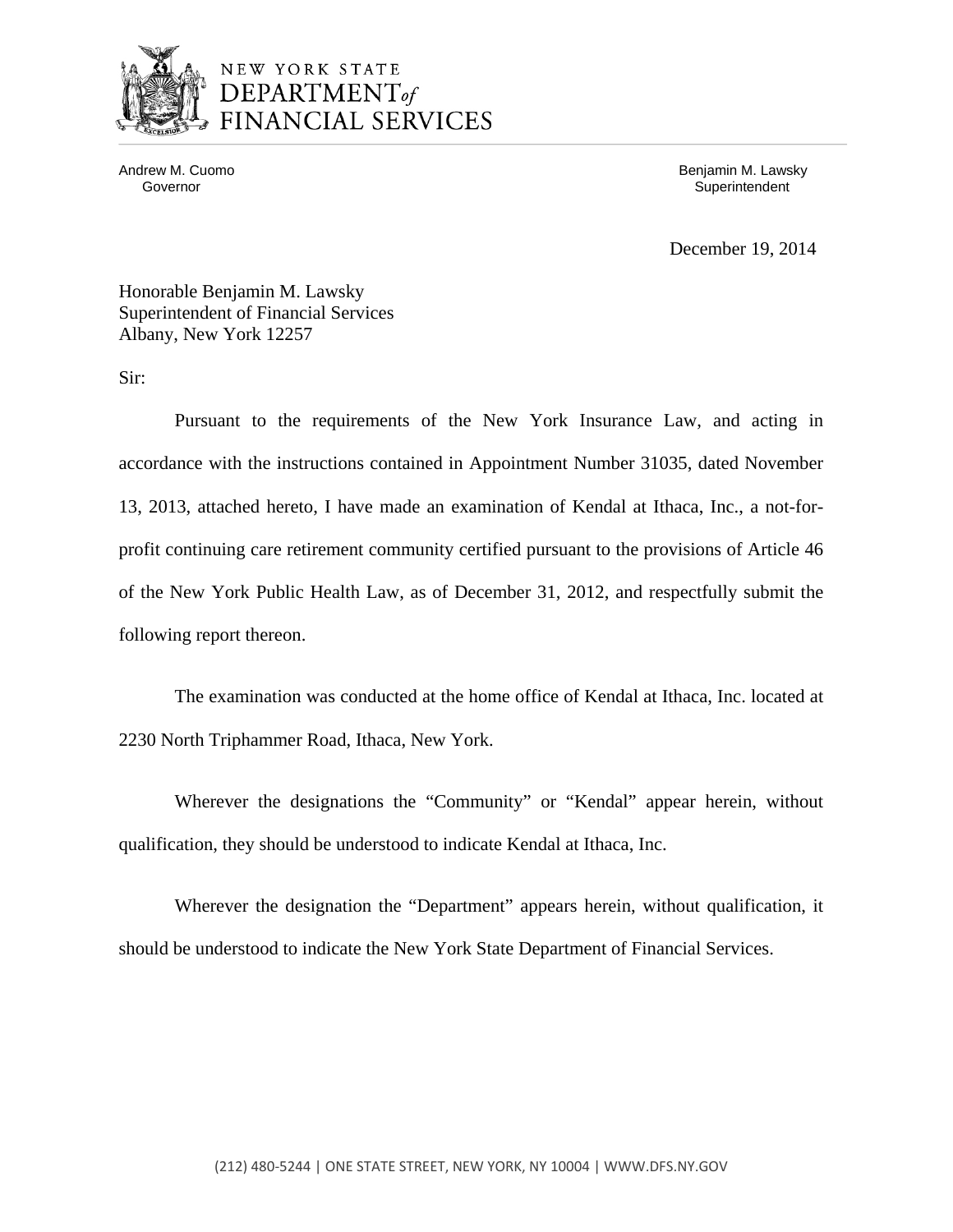NEW YORK STATE
DEPARTMENT *of*
FINANCIAL SERVICES

Andrew M. Cuomo
Governor

Benjamin M. Lawsky
Superintendent

December 19, 2014

Honorable Benjamin M. Lawsky
Superintendent of Financial Services
Albany, New York 12257

Sir:

Pursuant to the requirements of the New York Insurance Law, and acting in accordance with the instructions contained in Appointment Number 31035, dated November 13, 2013, attached hereto, I have made an examination of Kendal at Ithaca, Inc., a not-for-profit continuing care retirement community certified pursuant to the provisions of Article 46 of the New York Public Health Law, as of December 31, 2012, and respectfully submit the following report thereon.

The examination was conducted at the home office of Kendal at Ithaca, Inc. located at 2230 North Triphammer Road, Ithaca, New York.

Wherever the designations the "Community" or "Kendal" appear herein, without qualification, they should be understood to indicate Kendal at Ithaca, Inc.

Wherever the designation the "Department" appears herein, without qualification, it should be understood to indicate the New York State Department of Financial Services.

(212) 480-5244 | ONE STATE STREET, NEW YORK, NY 10004 | WWW.DFS.NY.GOV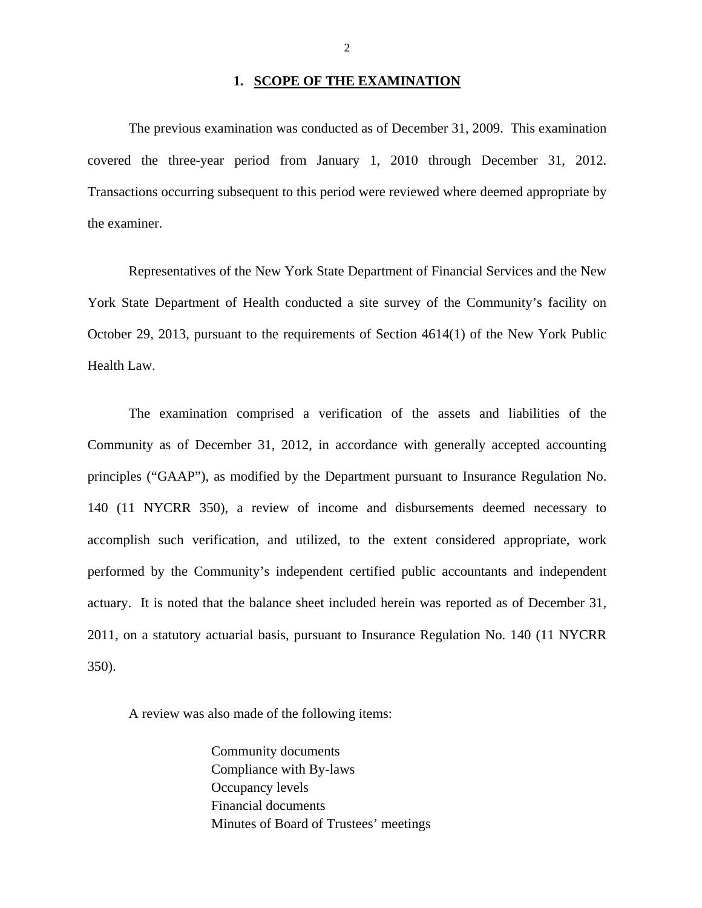## 1. SCOPE OF THE EXAMINATION

The previous examination was conducted as of December 31, 2009. This examination covered the three-year period from January 1, 2010 through December 31, 2012. Transactions occurring subsequent to this period were reviewed where deemed appropriate by the examiner.

Representatives of the New York State Department of Financial Services and the New York State Department of Health conducted a site survey of the Community's facility on October 29, 2013, pursuant to the requirements of Section 4614(1) of the New York Public Health Law.

The examination comprised a verification of the assets and liabilities of the Community as of December 31, 2012, in accordance with generally accepted accounting principles ("GAAP"), as modified by the Department pursuant to Insurance Regulation No. 140 (11 NYCRR 350), a review of income and disbursements deemed necessary to accomplish such verification, and utilized, to the extent considered appropriate, work performed by the Community's independent certified public accountants and independent actuary. It is noted that the balance sheet included herein was reported as of December 31, 2011, on a statutory actuarial basis, pursuant to Insurance Regulation No. 140 (11 NYCRR 350).

A review was also made of the following items:

Community documents
Compliance with By-laws
Occupancy levels
Financial documents
Minutes of Board of Trustees' meetings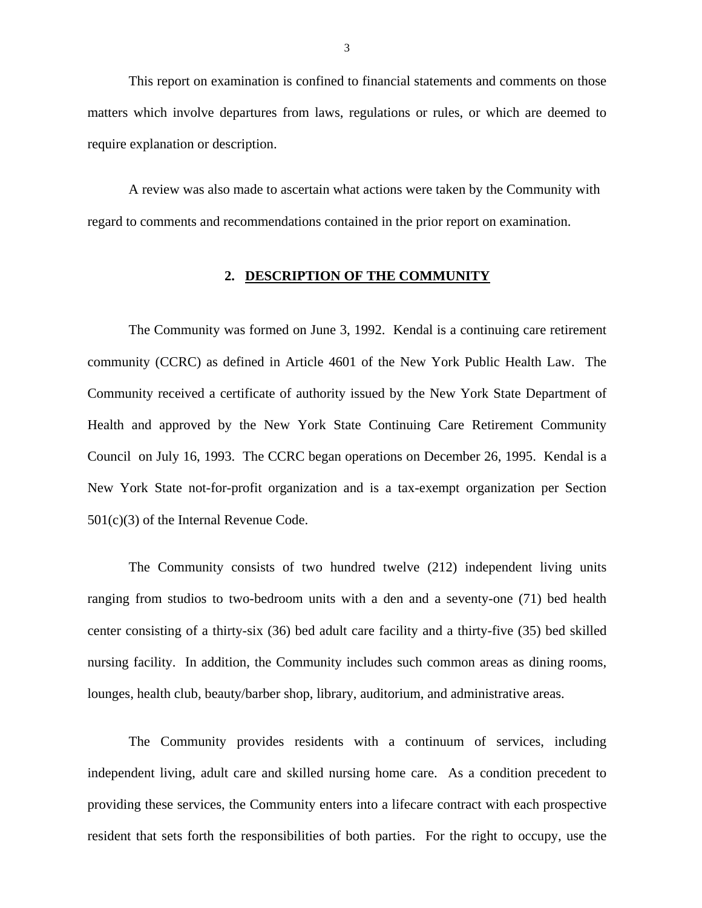This report on examination is confined to financial statements and comments on those matters which involve departures from laws, regulations or rules, or which are deemed to require explanation or description.

A review was also made to ascertain what actions were taken by the Community with regard to comments and recommendations contained in the prior report on examination.

## 2. DESCRIPTION OF THE COMMUNITY

The Community was formed on June 3, 1992. Kendal is a continuing care retirement community (CCRC) as defined in Article 4601 of the New York Public Health Law. The Community received a certificate of authority issued by the New York State Department of Health and approved by the New York State Continuing Care Retirement Community Council on July 16, 1993. The CCRC began operations on December 26, 1995. Kendal is a New York State not-for-profit organization and is a tax-exempt organization per Section 501(c)(3) of the Internal Revenue Code.

The Community consists of two hundred twelve (212) independent living units ranging from studios to two-bedroom units with a den and a seventy-one (71) bed health center consisting of a thirty-six (36) bed adult care facility and a thirty-five (35) bed skilled nursing facility. In addition, the Community includes such common areas as dining rooms, lounges, health club, beauty/barber shop, library, auditorium, and administrative areas.

The Community provides residents with a continuum of services, including independent living, adult care and skilled nursing home care. As a condition precedent to providing these services, the Community enters into a lifecare contract with each prospective resident that sets forth the responsibilities of both parties. For the right to occupy, use the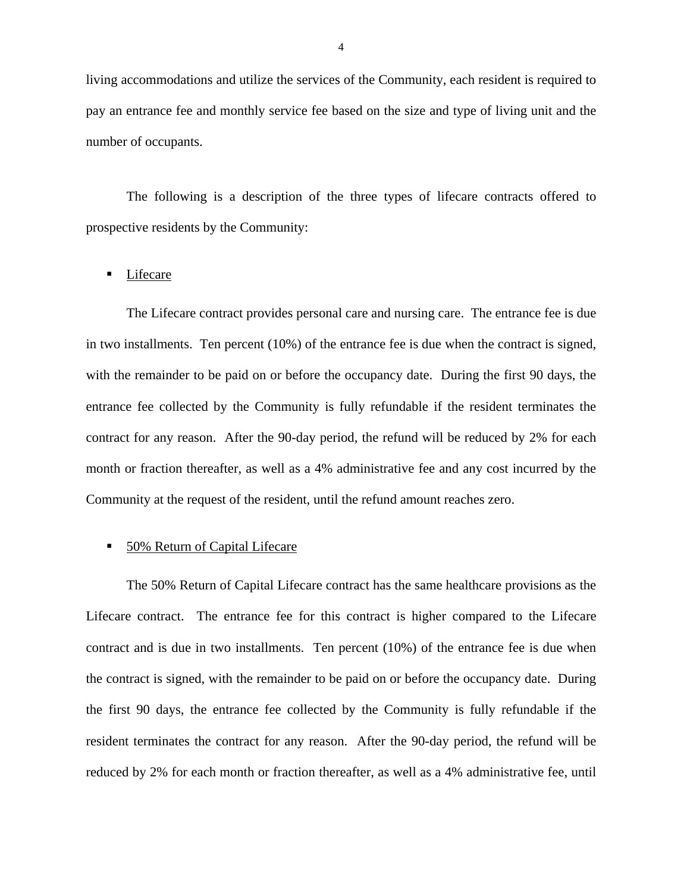living accommodations and utilize the services of the Community, each resident is required to pay an entrance fee and monthly service fee based on the size and type of living unit and the number of occupants.

The following is a description of the three types of lifecare contracts offered to prospective residents by the Community:

- Lifecare

The Lifecare contract provides personal care and nursing care. The entrance fee is due in two installments. Ten percent (10%) of the entrance fee is due when the contract is signed, with the remainder to be paid on or before the occupancy date. During the first 90 days, the entrance fee collected by the Community is fully refundable if the resident terminates the contract for any reason. After the 90-day period, the refund will be reduced by 2% for each month or fraction thereafter, as well as a 4% administrative fee and any cost incurred by the Community at the request of the resident, until the refund amount reaches zero.

- 50% Return of Capital Lifecare

The 50% Return of Capital Lifecare contract has the same healthcare provisions as the Lifecare contract. The entrance fee for this contract is higher compared to the Lifecare contract and is due in two installments. Ten percent (10%) of the entrance fee is due when the contract is signed, with the remainder to be paid on or before the occupancy date. During the first 90 days, the entrance fee collected by the Community is fully refundable if the resident terminates the contract for any reason. After the 90-day period, the refund will be reduced by 2% for each month or fraction thereafter, as well as a 4% administrative fee, until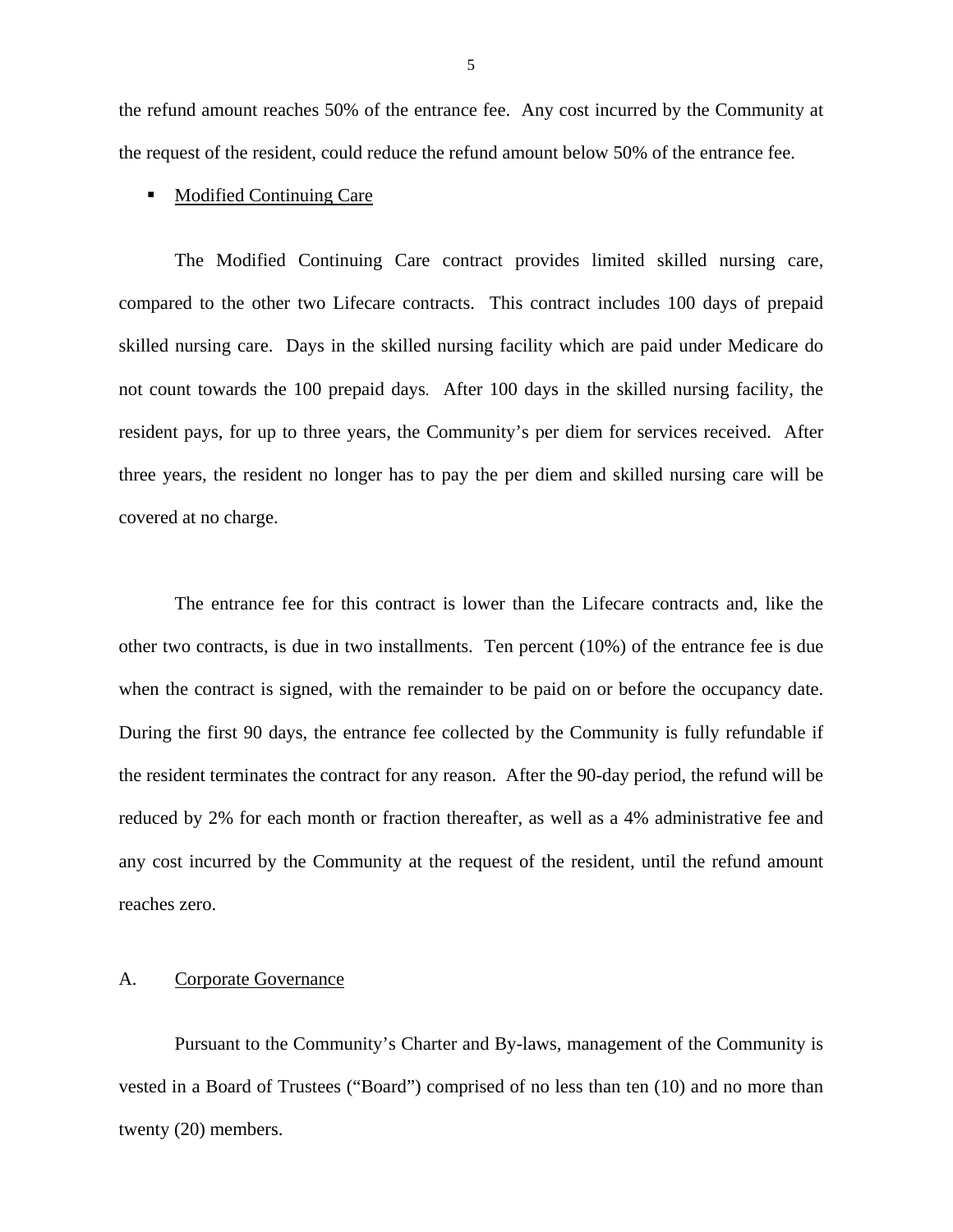the refund amount reaches 50% of the entrance fee. Any cost incurred by the Community at the request of the resident, could reduce the refund amount below 50% of the entrance fee.

- Modified Continuing Care

The Modified Continuing Care contract provides limited skilled nursing care, compared to the other two Lifecare contracts. This contract includes 100 days of prepaid skilled nursing care. Days in the skilled nursing facility which are paid under Medicare do not count towards the 100 prepaid days. After 100 days in the skilled nursing facility, the resident pays, for up to three years, the Community's per diem for services received. After three years, the resident no longer has to pay the per diem and skilled nursing care will be covered at no charge.

The entrance fee for this contract is lower than the Lifecare contracts and, like the other two contracts, is due in two installments. Ten percent (10%) of the entrance fee is due when the contract is signed, with the remainder to be paid on or before the occupancy date. During the first 90 days, the entrance fee collected by the Community is fully refundable if the resident terminates the contract for any reason. After the 90-day period, the refund will be reduced by 2% for each month or fraction thereafter, as well as a 4% administrative fee and any cost incurred by the Community at the request of the resident, until the refund amount reaches zero.

## A. Corporate Governance

Pursuant to the Community's Charter and By-laws, management of the Community is vested in a Board of Trustees ("Board") comprised of no less than ten (10) and no more than twenty (20) members.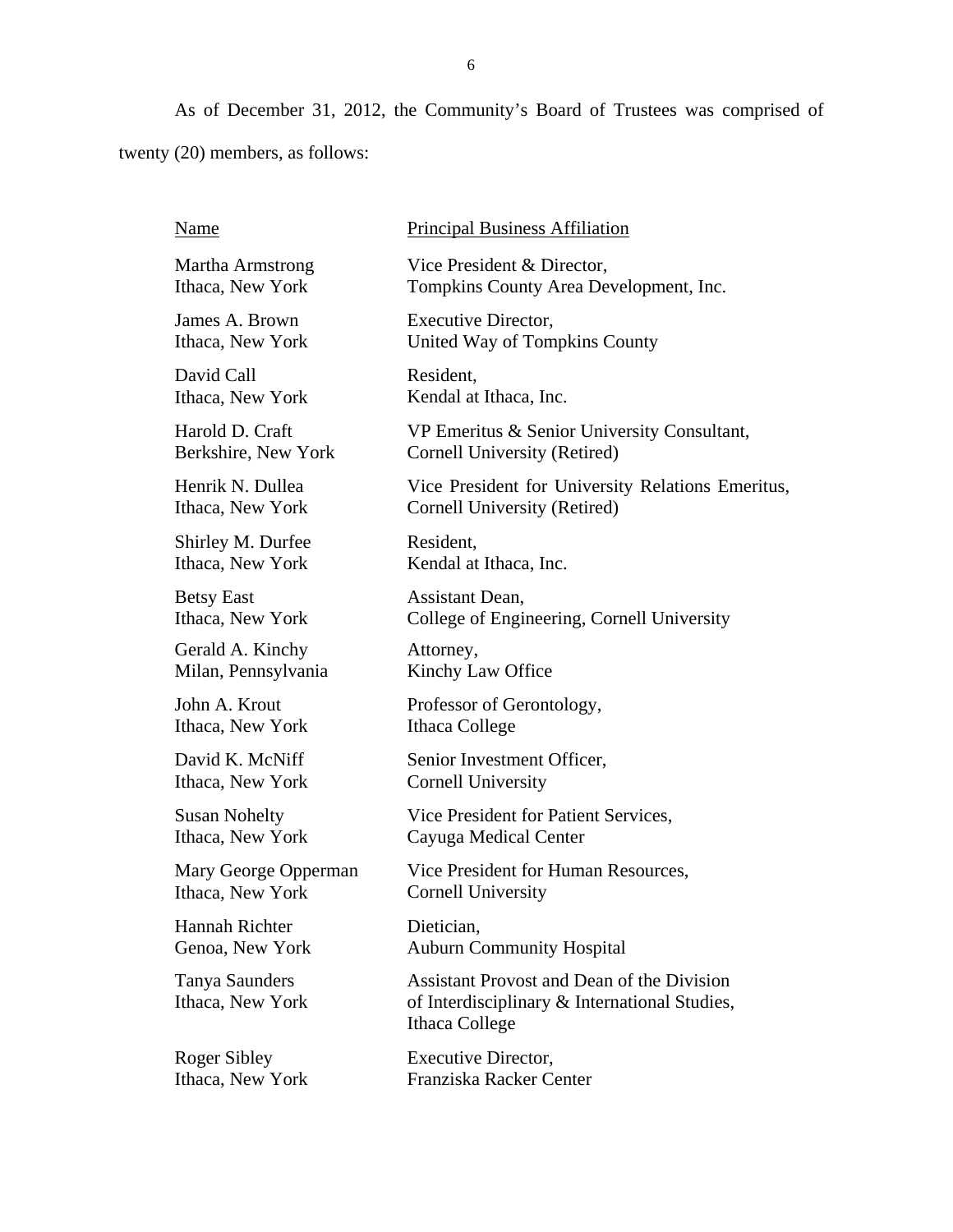As of December 31, 2012, the Community's Board of Trustees was comprised of twenty (20) members, as follows:

| Name | Principal Business Affiliation |
| --- | --- |
| Martha Armstrong<br>Ithaca, New York | Vice President & Director,<br>Tompkins County Area Development, Inc. |
| James A. Brown<br>Ithaca, New York | Executive Director,<br>United Way of Tompkins County |
| David Call<br>Ithaca, New York | Resident,<br>Kendal at Ithaca, Inc. |
| Harold D. Craft<br>Berkshire, New York | VP Emeritus & Senior University Consultant,<br>Cornell University (Retired) |
| Henrik N. Dullea<br>Ithaca, New York | Vice President for University Relations Emeritus,<br>Cornell University (Retired) |
| Shirley M. Durfee<br>Ithaca, New York | Resident,<br>Kendal at Ithaca, Inc. |
| Betsy East<br>Ithaca, New York | Assistant Dean,<br>College of Engineering, Cornell University |
| Gerald A. Kinchy<br>Milan, Pennsylvania | Attorney,<br>Kinchy Law Office |
| John A. Krout<br>Ithaca, New York | Professor of Gerontology,<br>Ithaca College |
| David K. McNiff<br>Ithaca, New York | Senior Investment Officer,<br>Cornell University |
| Susan Nohelty<br>Ithaca, New York | Vice President for Patient Services,<br>Cayuga Medical Center |
| Mary George Opperman<br>Ithaca, New York | Vice President for Human Resources,<br>Cornell University |
| Hannah Richter<br>Genoa, New York | Dietician,<br>Auburn Community Hospital |
| Tanya Saunders<br>Ithaca, New York | Assistant Provost and Dean of the Division<br>of Interdisciplinary & International Studies,<br>Ithaca College |
| Roger Sibley<br>Ithaca, New York | Executive Director,<br>Franziska Racker Center |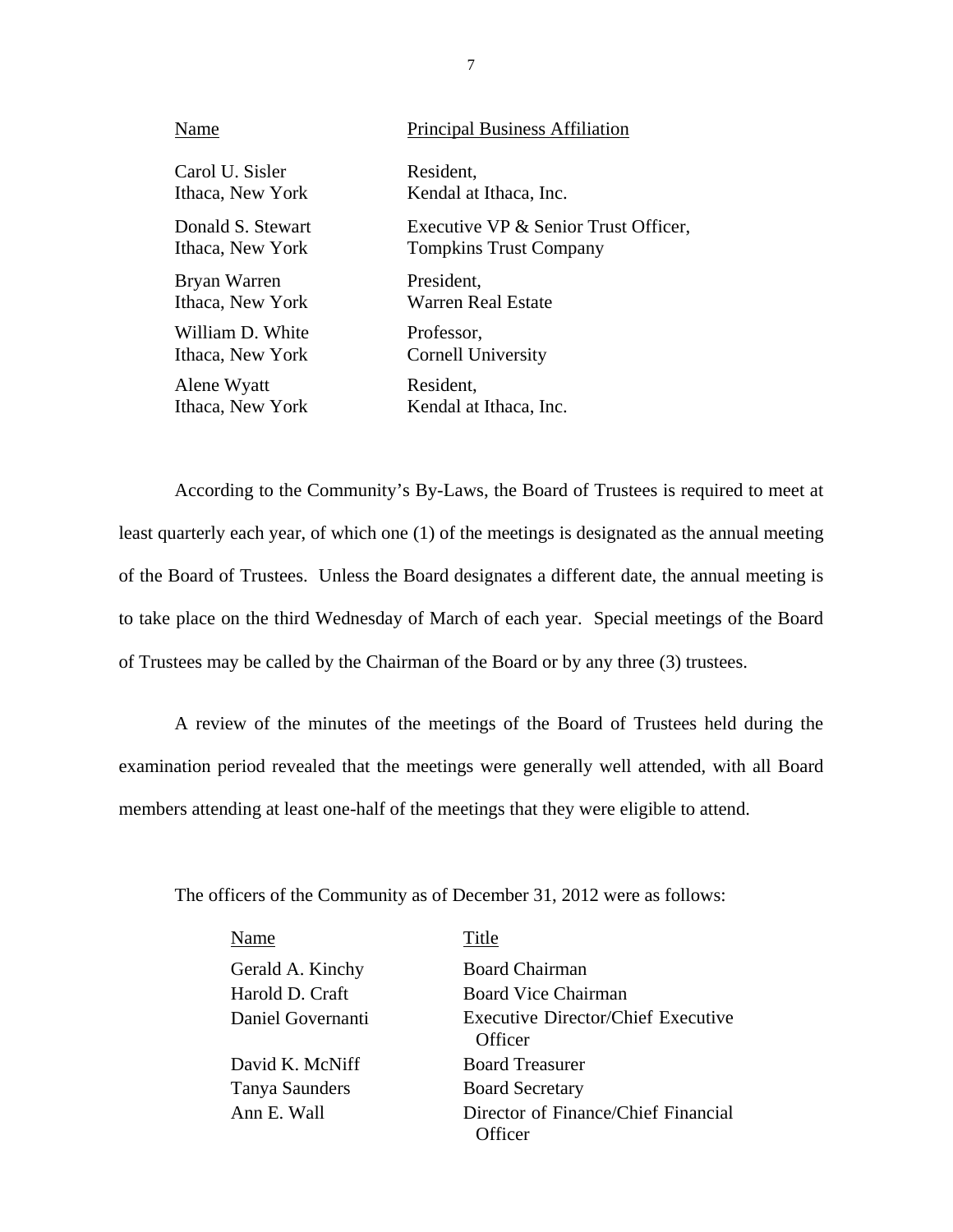| Name | Principal Business Affiliation |
| --- | --- |
| Carol U. Sisler<br>Ithaca, New York | Resident,<br>Kendal at Ithaca, Inc. |
| Donald S. Stewart<br>Ithaca, New York | Executive VP & Senior Trust Officer,<br>Tompkins Trust Company |
| Bryan Warren<br>Ithaca, New York | President,<br>Warren Real Estate |
| William D. White<br>Ithaca, New York | Professor,<br>Cornell University |
| Alene Wyatt<br>Ithaca, New York | Resident,<br>Kendal at Ithaca, Inc. |

According to the Community's By-Laws, the Board of Trustees is required to meet at least quarterly each year, of which one (1) of the meetings is designated as the annual meeting of the Board of Trustees. Unless the Board designates a different date, the annual meeting is to take place on the third Wednesday of March of each year. Special meetings of the Board of Trustees may be called by the Chairman of the Board or by any three (3) trustees.

A review of the minutes of the meetings of the Board of Trustees held during the examination period revealed that the meetings were generally well attended, with all Board members attending at least one-half of the meetings that they were eligible to attend.

The officers of the Community as of December 31, 2012 were as follows:

| Name | Title |
| --- | --- |
| Gerald A. Kinchy | Board Chairman |
| Harold D. Craft | Board Vice Chairman |
| Daniel Governanti | Executive Director/Chief Executive Officer |
| David K. McNiff | Board Treasurer |
| Tanya Saunders | Board Secretary |
| Ann E. Wall | Director of Finance/Chief Financial Officer |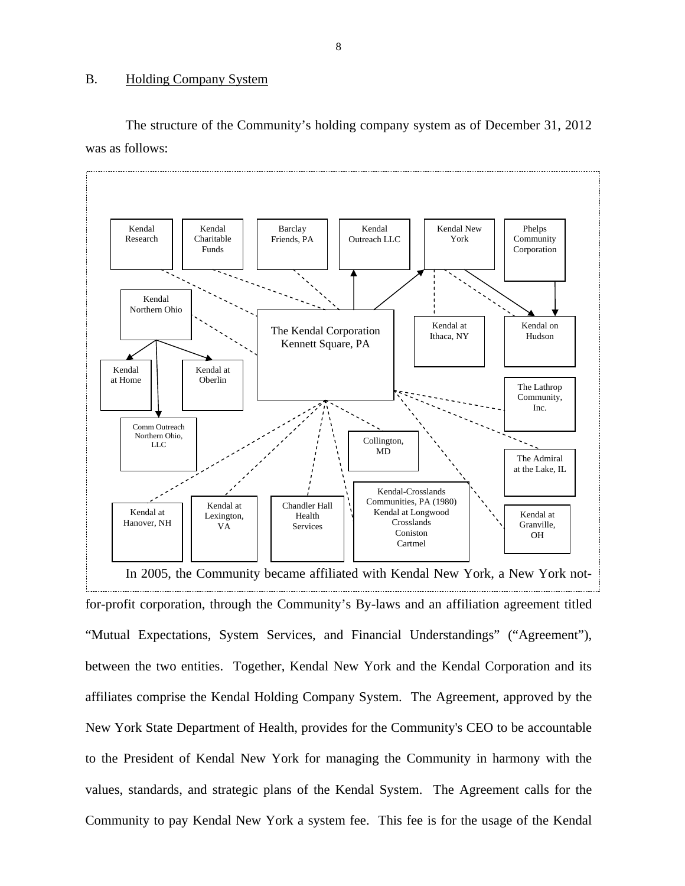## B. Holding Company System

The structure of the Community's holding company system as of December 31, 2012 was as follows:

Kendal Research

Kendal Charitable Funds

Barclay Friends, PA

Kendal Outreach LLC

Kendal New York

Phelps Community Corporation

Kendal Northern Ohio

The Kendal Corporation Kennett Square, PA

Kendal at Ithaca, NY

Kendal on Hudson

Kendal at Home

Kendal at Oberlin

The Lathrop Community, Inc.

Comm Outreach Northern Ohio, LLC

Collington, MD

The Admiral at the Lake, IL

Kendal-Crosslands Communities, PA (1980) Kendal at Longwood Crosslands Coniston Cartmel

Kendal at Hanover, NH

Kendal at Lexington, VA

Chandler Hall Health Services

Kendal at Granville, OH

In 2005, the Community became affiliated with Kendal New York, a New York not-for-profit corporation, through the Community's By-laws and an affiliation agreement titled "Mutual Expectations, System Services, and Financial Understandings" ("Agreement"), between the two entities. Together, Kendal New York and the Kendal Corporation and its affiliates comprise the Kendal Holding Company System. The Agreement, approved by the New York State Department of Health, provides for the Community's CEO to be accountable to the President of Kendal New York for managing the Community in harmony with the values, standards, and strategic plans of the Kendal System. The Agreement calls for the Community to pay Kendal New York a system fee. This fee is for the usage of the Kendal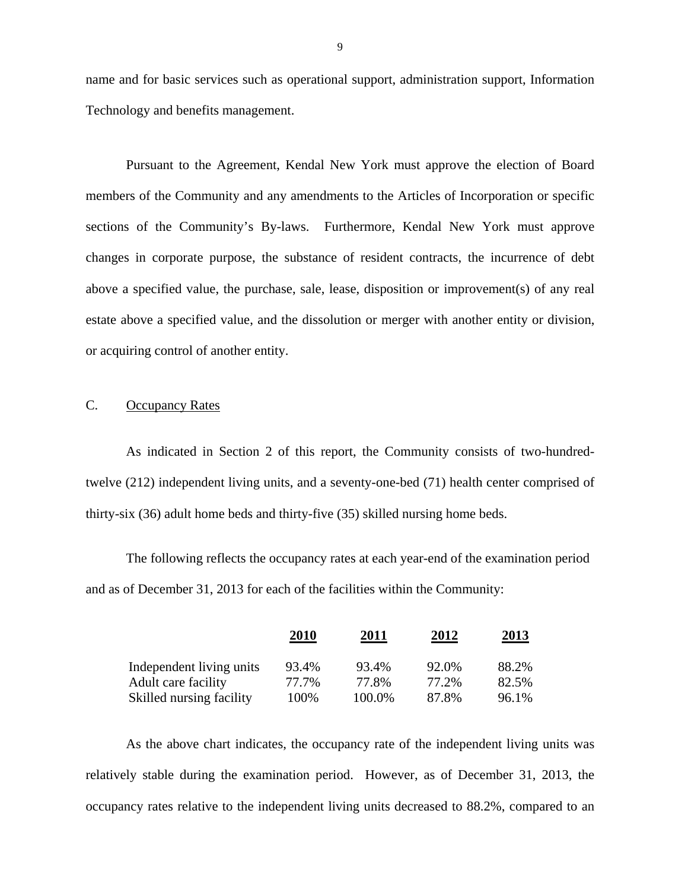name and for basic services such as operational support, administration support, Information Technology and benefits management.

Pursuant to the Agreement, Kendal New York must approve the election of Board members of the Community and any amendments to the Articles of Incorporation or specific sections of the Community's By-laws. Furthermore, Kendal New York must approve changes in corporate purpose, the substance of resident contracts, the incurrence of debt above a specified value, the purchase, sale, lease, disposition or improvement(s) of any real estate above a specified value, and the dissolution or merger with another entity or division, or acquiring control of another entity.

## C. Occupancy Rates

As indicated in Section 2 of this report, the Community consists of two-hundred-twelve (212) independent living units, and a seventy-one-bed (71) health center comprised of thirty-six (36) adult home beds and thirty-five (35) skilled nursing home beds.

The following reflects the occupancy rates at each year-end of the examination period and as of December 31, 2013 for each of the facilities within the Community:

| | 2010 | 2011 | 2012 | 2013 |
|---|---|---|---|---|
| Independent living units | 93.4% | 93.4% | 92.0% | 88.2% |
| Adult care facility | 77.7% | 77.8% | 77.2% | 82.5% |
| Skilled nursing facility | 100% | 100.0% | 87.8% | 96.1% |

As the above chart indicates, the occupancy rate of the independent living units was relatively stable during the examination period. However, as of December 31, 2013, the occupancy rates relative to the independent living units decreased to 88.2%, compared to an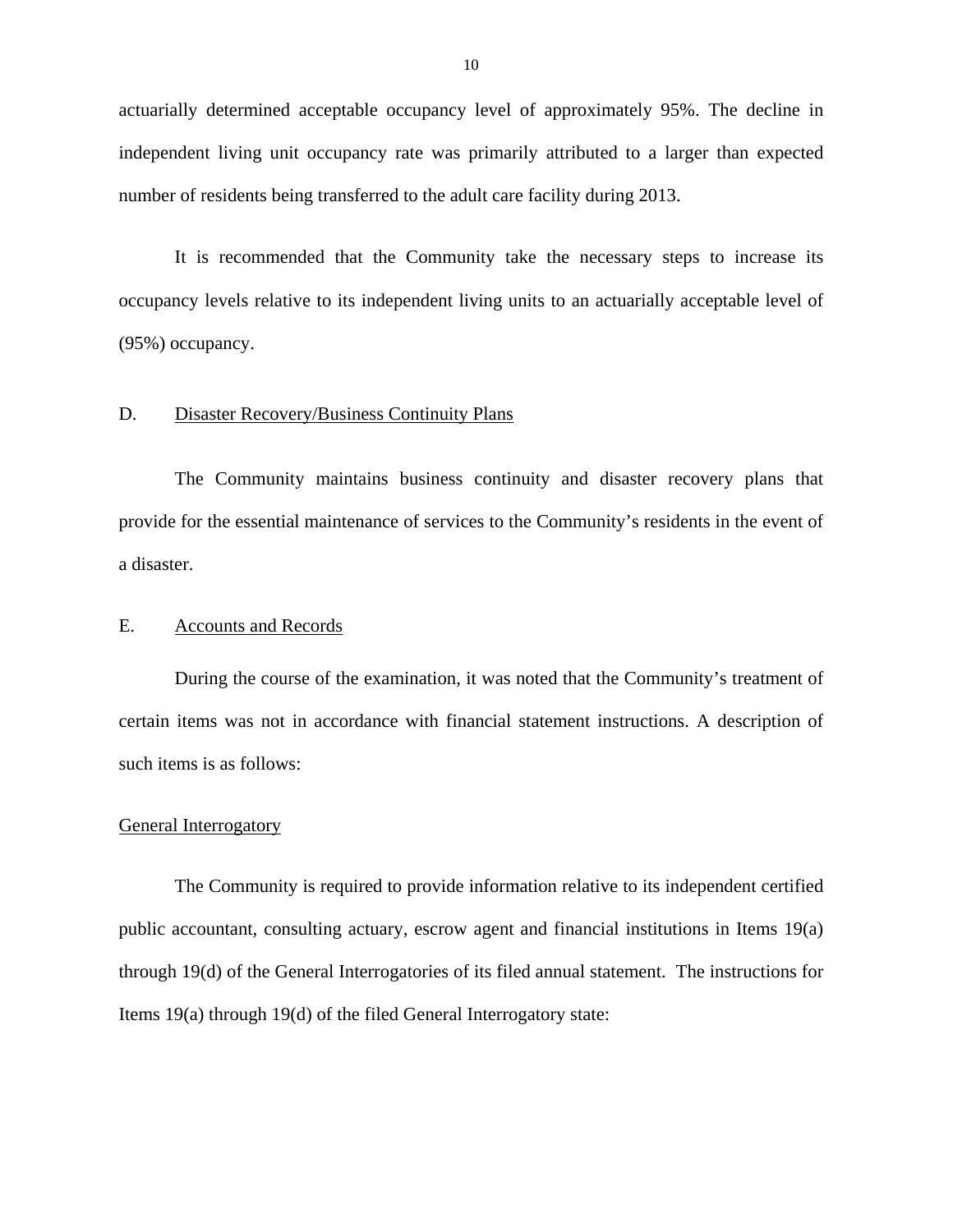actuarially determined acceptable occupancy level of approximately 95%. The decline in independent living unit occupancy rate was primarily attributed to a larger than expected number of residents being transferred to the adult care facility during 2013.

It is recommended that the Community take the necessary steps to increase its occupancy levels relative to its independent living units to an actuarially acceptable level of (95%) occupancy.

## D. Disaster Recovery/Business Continuity Plans

The Community maintains business continuity and disaster recovery plans that provide for the essential maintenance of services to the Community's residents in the event of a disaster.

## E. Accounts and Records

During the course of the examination, it was noted that the Community's treatment of certain items was not in accordance with financial statement instructions. A description of such items is as follows:

### General Interrogatory

The Community is required to provide information relative to its independent certified public accountant, consulting actuary, escrow agent and financial institutions in Items 19(a) through 19(d) of the General Interrogatories of its filed annual statement. The instructions for Items 19(a) through 19(d) of the filed General Interrogatory state: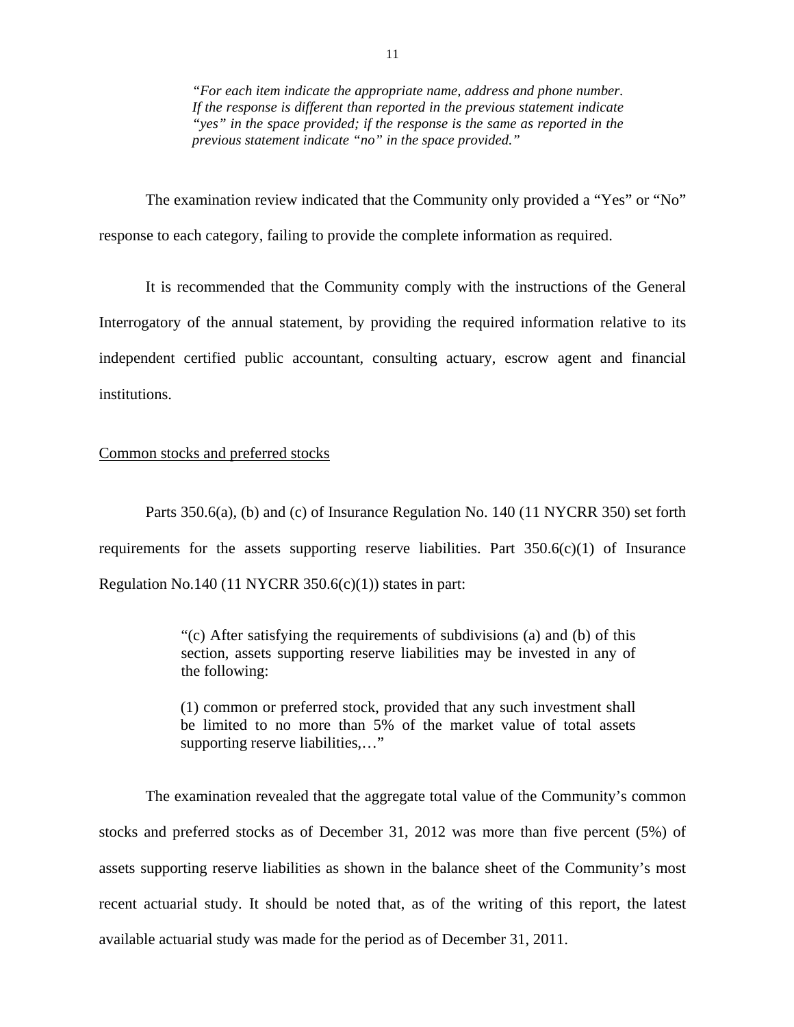> *"For each item indicate the appropriate name, address and phone number. If the response is different than reported in the previous statement indicate "yes" in the space provided; if the response is the same as reported in the previous statement indicate "no" in the space provided."*

The examination review indicated that the Community only provided a "Yes" or "No" response to each category, failing to provide the complete information as required.

It is recommended that the Community comply with the instructions of the General Interrogatory of the annual statement, by providing the required information relative to its independent certified public accountant, consulting actuary, escrow agent and financial institutions.

<u>Common stocks and preferred stocks</u>

Parts 350.6(a), (b) and (c) of Insurance Regulation No. 140 (11 NYCRR 350) set forth requirements for the assets supporting reserve liabilities. Part 350.6(c)(1) of Insurance Regulation No.140 (11 NYCRR 350.6(c)(1)) states in part:

> "(c) After satisfying the requirements of subdivisions (a) and (b) of this section, assets supporting reserve liabilities may be invested in any of the following:
>
> (1) common or preferred stock, provided that any such investment shall be limited to no more than 5% of the market value of total assets supporting reserve liabilities,…"

The examination revealed that the aggregate total value of the Community's common stocks and preferred stocks as of December 31, 2012 was more than five percent (5%) of assets supporting reserve liabilities as shown in the balance sheet of the Community's most recent actuarial study. It should be noted that, as of the writing of this report, the latest available actuarial study was made for the period as of December 31, 2011.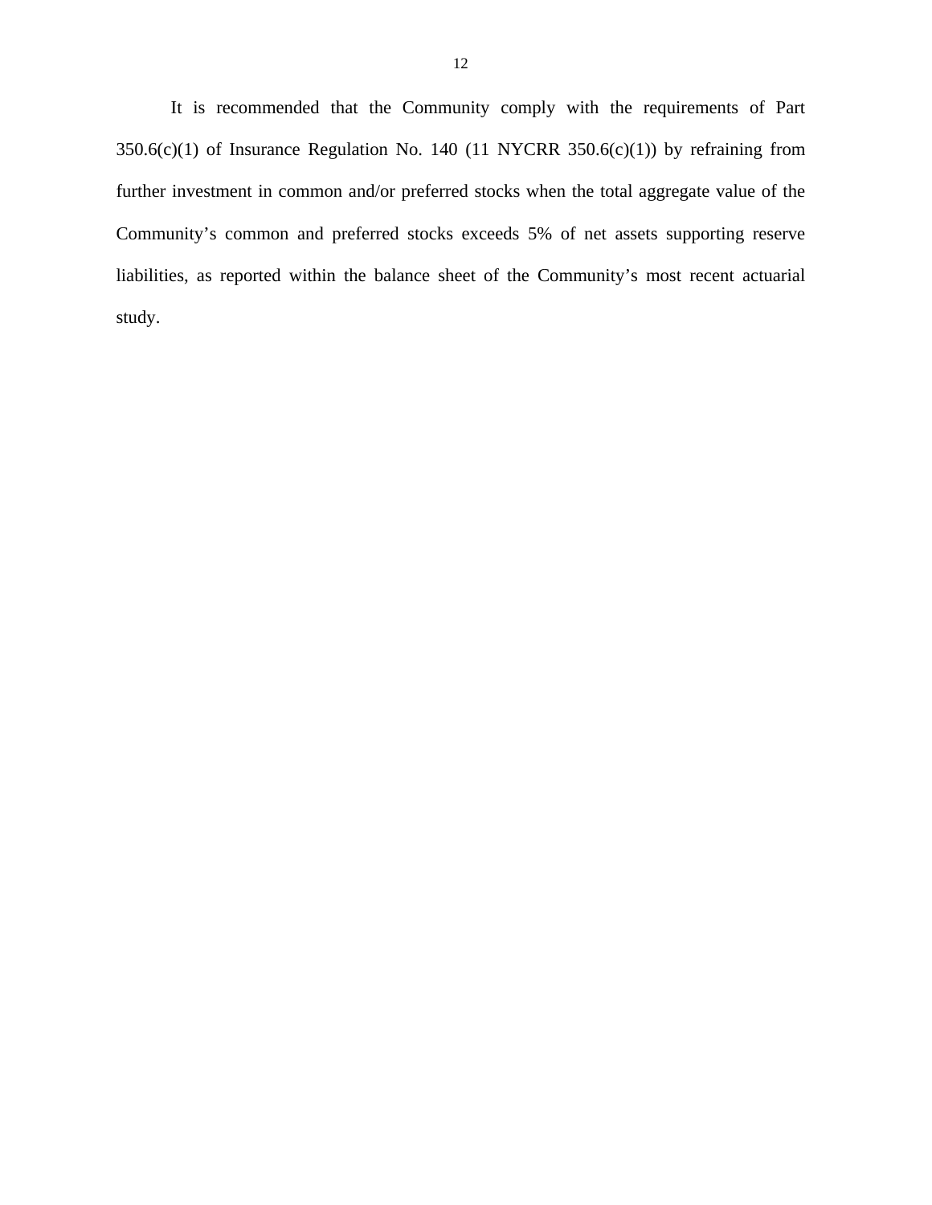It is recommended that the Community comply with the requirements of Part 350.6(c)(1) of Insurance Regulation No. 140 (11 NYCRR 350.6(c)(1)) by refraining from further investment in common and/or preferred stocks when the total aggregate value of the Community's common and preferred stocks exceeds 5% of net assets supporting reserve liabilities, as reported within the balance sheet of the Community's most recent actuarial study.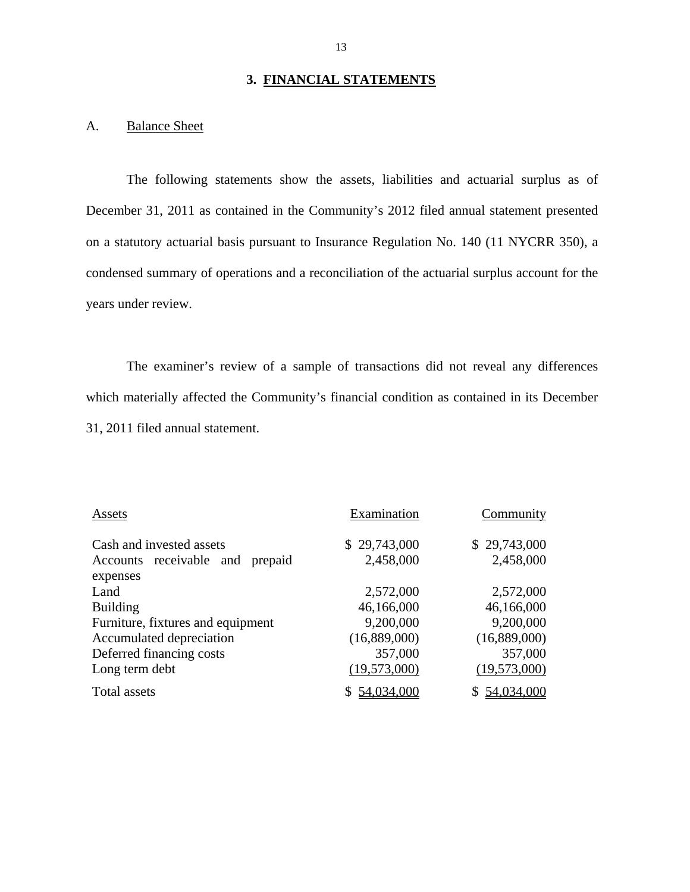## 3. FINANCIAL STATEMENTS

### A. Balance Sheet

The following statements show the assets, liabilities and actuarial surplus as of December 31, 2011 as contained in the Community's 2012 filed annual statement presented on a statutory actuarial basis pursuant to Insurance Regulation No. 140 (11 NYCRR 350), a condensed summary of operations and a reconciliation of the actuarial surplus account for the years under review.

The examiner's review of a sample of transactions did not reveal any differences which materially affected the Community's financial condition as contained in its December 31, 2011 filed annual statement.

| Assets | Examination | Community |
|---|---|---|
| Cash and invested assets | $ 29,743,000 | $ 29,743,000 |
| Accounts receivable and prepaid expenses | 2,458,000 | 2,458,000 |
| Land | 2,572,000 | 2,572,000 |
| Building | 46,166,000 | 46,166,000 |
| Furniture, fixtures and equipment | 9,200,000 | 9,200,000 |
| Accumulated depreciation | (16,889,000) | (16,889,000) |
| Deferred financing costs | 357,000 | 357,000 |
| Long term debt | (19,573,000) | (19,573,000) |
| Total assets | $ 54,034,000 | $ 54,034,000 |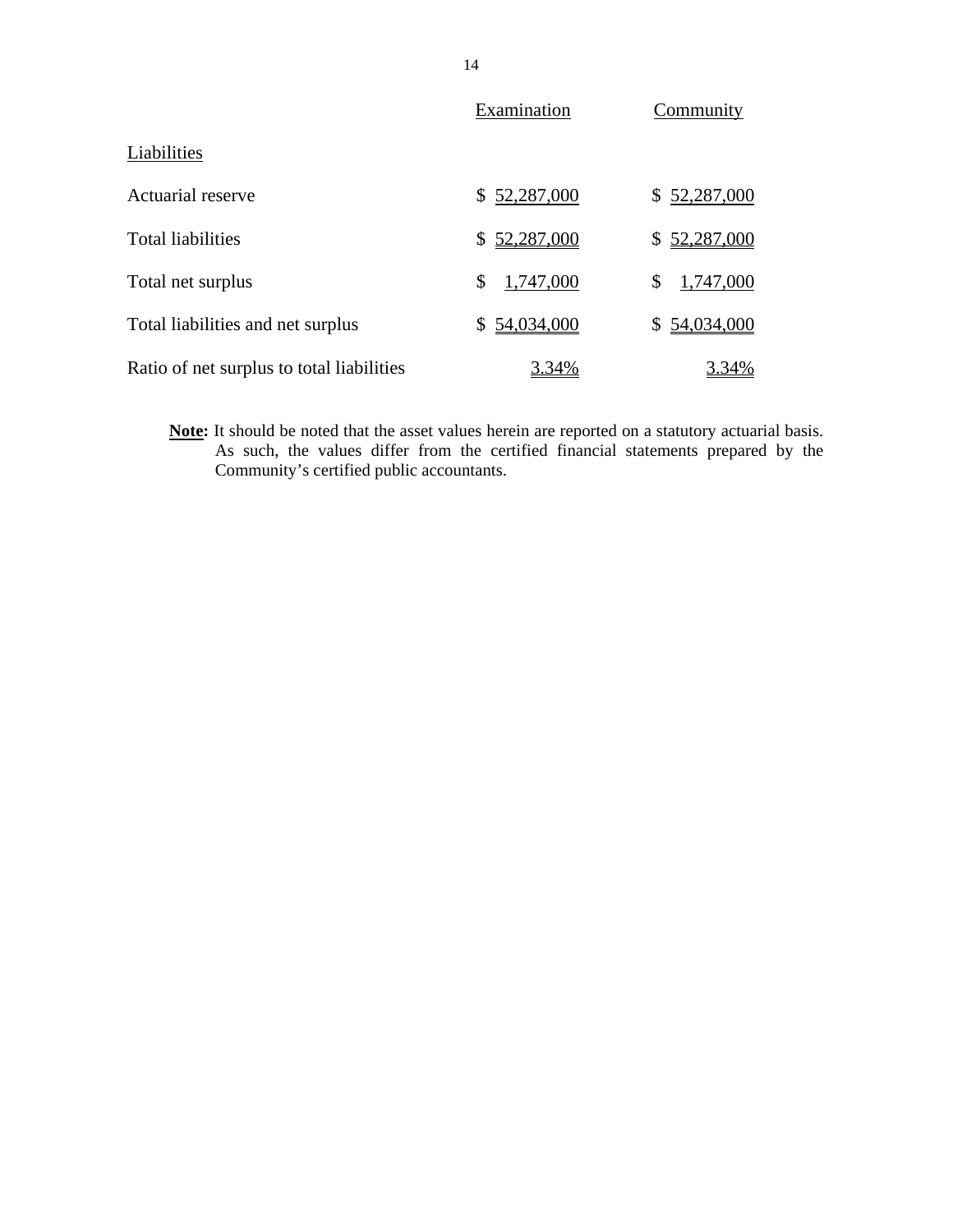| | Examination | Community |
|---|---|---|
| Liabilities | | |
| Actuarial reserve | $ 52,287,000 | $ 52,287,000 |
| Total liabilities | $ 52,287,000 | $ 52,287,000 |
| Total net surplus | $ 1,747,000 | $ 1,747,000 |
| Total liabilities and net surplus | $ 54,034,000 | $ 54,034,000 |
| Ratio of net surplus to total liabilities | 3.34% | 3.34% |

**Note:** It should be noted that the asset values herein are reported on a statutory actuarial basis. As such, the values differ from the certified financial statements prepared by the Community's certified public accountants.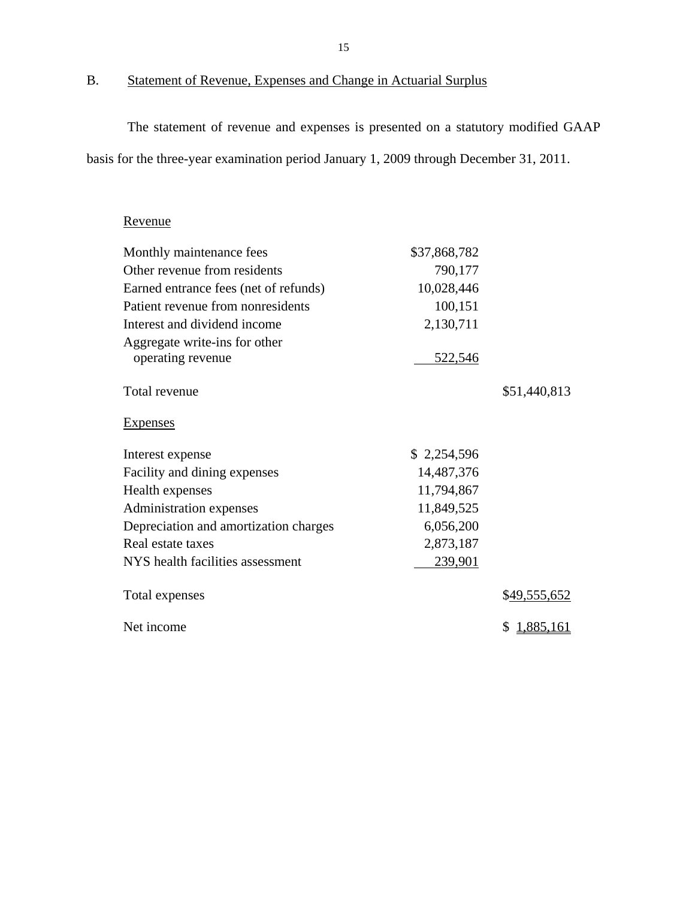## B. Statement of Revenue, Expenses and Change in Actuarial Surplus

The statement of revenue and expenses is presented on a statutory modified GAAP basis for the three-year examination period January 1, 2009 through December 31, 2011.

| | | |
|---|---|---|
| Revenue | | |
| Monthly maintenance fees | $37,868,782 | |
| Other revenue from residents | 790,177 | |
| Earned entrance fees (net of refunds) | 10,028,446 | |
| Patient revenue from nonresidents | 100,151 | |
| Interest and dividend income | 2,130,711 | |
| Aggregate write-ins for other operating revenue | 522,546 | |
| Total revenue | | $51,440,813 |
| Expenses | | |
| Interest expense | $ 2,254,596 | |
| Facility and dining expenses | 14,487,376 | |
| Health expenses | 11,794,867 | |
| Administration expenses | 11,849,525 | |
| Depreciation and amortization charges | 6,056,200 | |
| Real estate taxes | 2,873,187 | |
| NYS health facilities assessment | 239,901 | |
| Total expenses | | $49,555,652 |
| Net income | | $ 1,885,161 |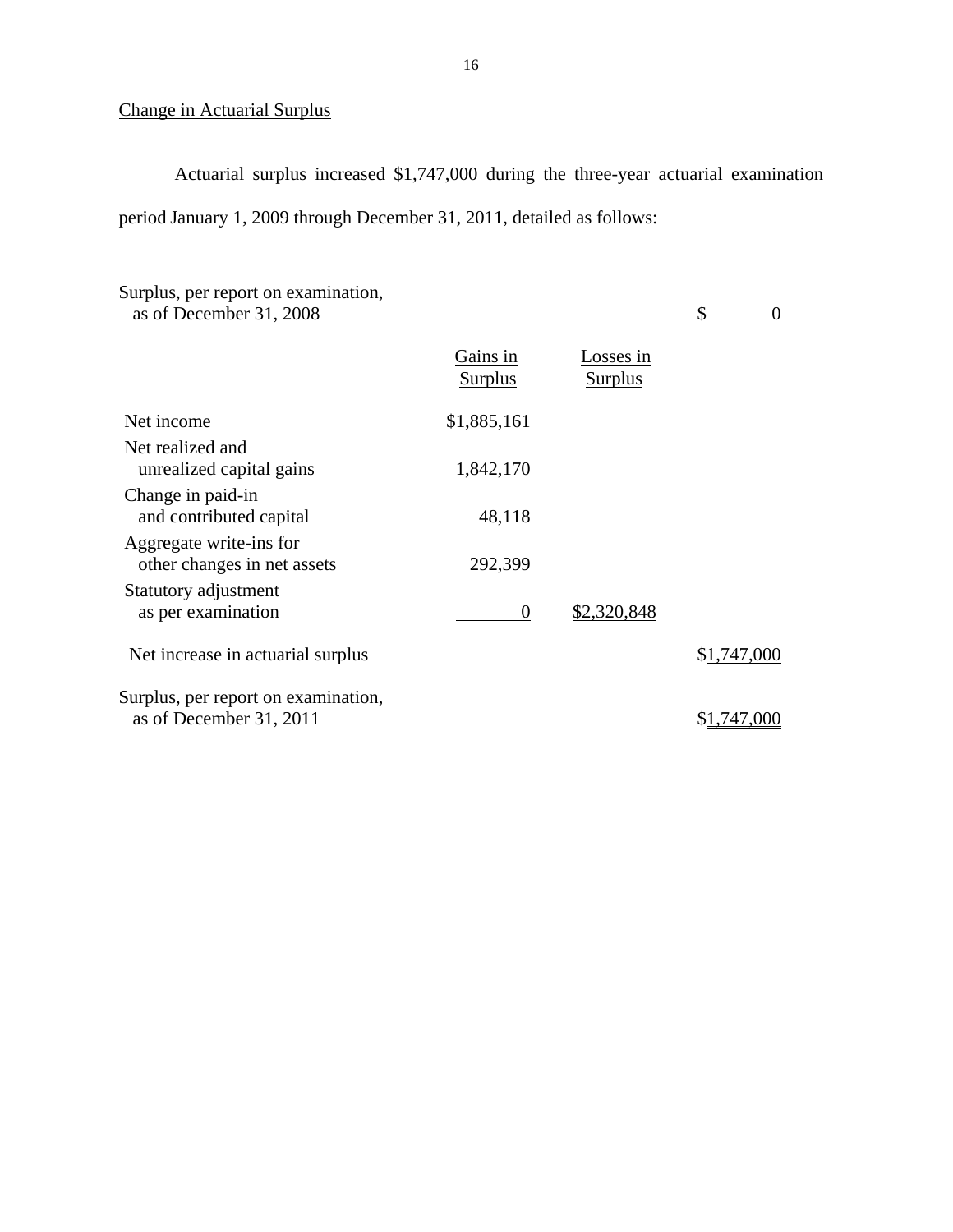## Change in Actuarial Surplus

Actuarial surplus increased $1,747,000 during the three-year actuarial examination period January 1, 2009 through December 31, 2011, detailed as follows:

| | Gains in Surplus | Losses in Surplus | |
|---|---|---|---|
| Surplus, per report on examination, as of December 31, 2008 | | | $ 0 |
| Net income | $1,885,161 | | |
| Net realized and unrealized capital gains | 1,842,170 | | |
| Change in paid-in and contributed capital | 48,118 | | |
| Aggregate write-ins for other changes in net assets | 292,399 | | |
| Statutory adjustment as per examination | 0 | $2,320,848 | |
| Net increase in actuarial surplus | | | $1,747,000 |
| Surplus, per report on examination, as of December 31, 2011 | | | $1,747,000 |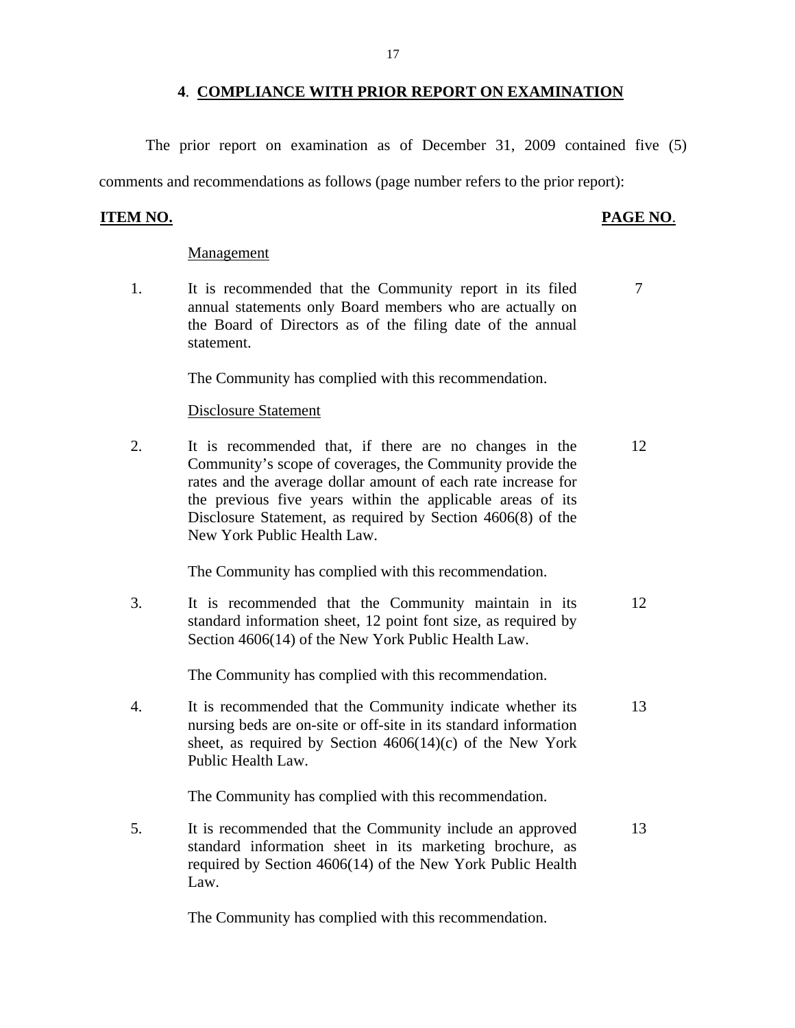## 4. COMPLIANCE WITH PRIOR REPORT ON EXAMINATION

The prior report on examination as of December 31, 2009 contained five (5) comments and recommendations as follows (page number refers to the prior report):

| ITEM NO. | | PAGE NO. |
|---|---|---|
| | Management | |
| 1. | It is recommended that the Community report in its filed annual statements only Board members who are actually on the Board of Directors as of the filing date of the annual statement. | 7 |
| | The Community has complied with this recommendation. | |
| | Disclosure Statement | |
| 2. | It is recommended that, if there are no changes in the Community's scope of coverages, the Community provide the rates and the average dollar amount of each rate increase for the previous five years within the applicable areas of its Disclosure Statement, as required by Section 4606(8) of the New York Public Health Law. | 12 |
| | The Community has complied with this recommendation. | |
| 3. | It is recommended that the Community maintain in its standard information sheet, 12 point font size, as required by Section 4606(14) of the New York Public Health Law. | 12 |
| | The Community has complied with this recommendation. | |
| 4. | It is recommended that the Community indicate whether its nursing beds are on-site or off-site in its standard information sheet, as required by Section 4606(14)(c) of the New York Public Health Law. | 13 |
| | The Community has complied with this recommendation. | |
| 5. | It is recommended that the Community include an approved standard information sheet in its marketing brochure, as required by Section 4606(14) of the New York Public Health Law. | 13 |
| | The Community has complied with this recommendation. | |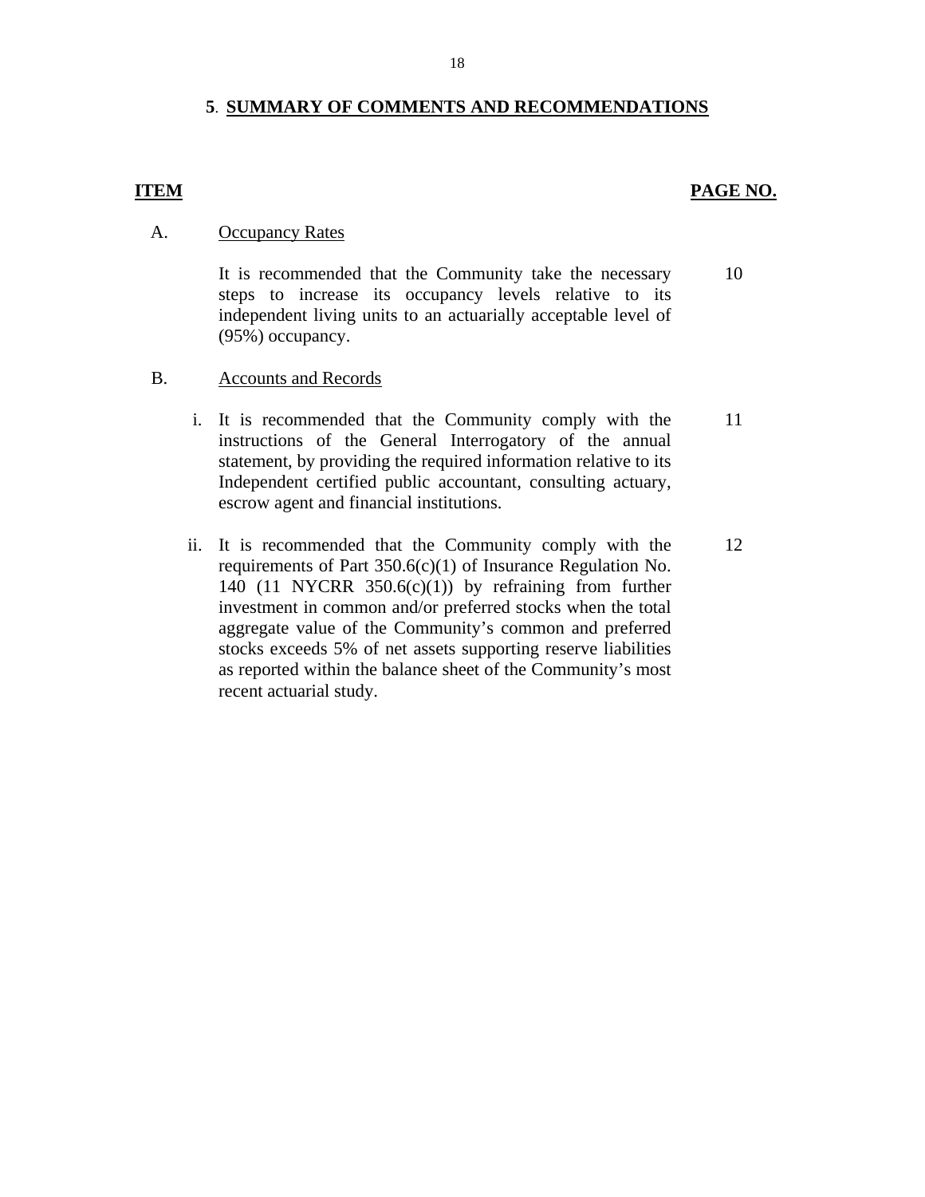## 5. SUMMARY OF COMMENTS AND RECOMMENDATIONS

| ITEM | | PAGE NO. |
|---|---|---|
| A. | Occupancy Rates | |
| | It is recommended that the Community take the necessary steps to increase its occupancy levels relative to its independent living units to an actuarially acceptable level of (95%) occupancy. | 10 |
| B. | Accounts and Records | |
| i. | It is recommended that the Community comply with the instructions of the General Interrogatory of the annual statement, by providing the required information relative to its Independent certified public accountant, consulting actuary, escrow agent and financial institutions. | 11 |
| ii. | It is recommended that the Community comply with the requirements of Part 350.6(c)(1) of Insurance Regulation No. 140 (11 NYCRR 350.6(c)(1)) by refraining from further investment in common and/or preferred stocks when the total aggregate value of the Community's common and preferred stocks exceeds 5% of net assets supporting reserve liabilities as reported within the balance sheet of the Community's most recent actuarial study. | 12 |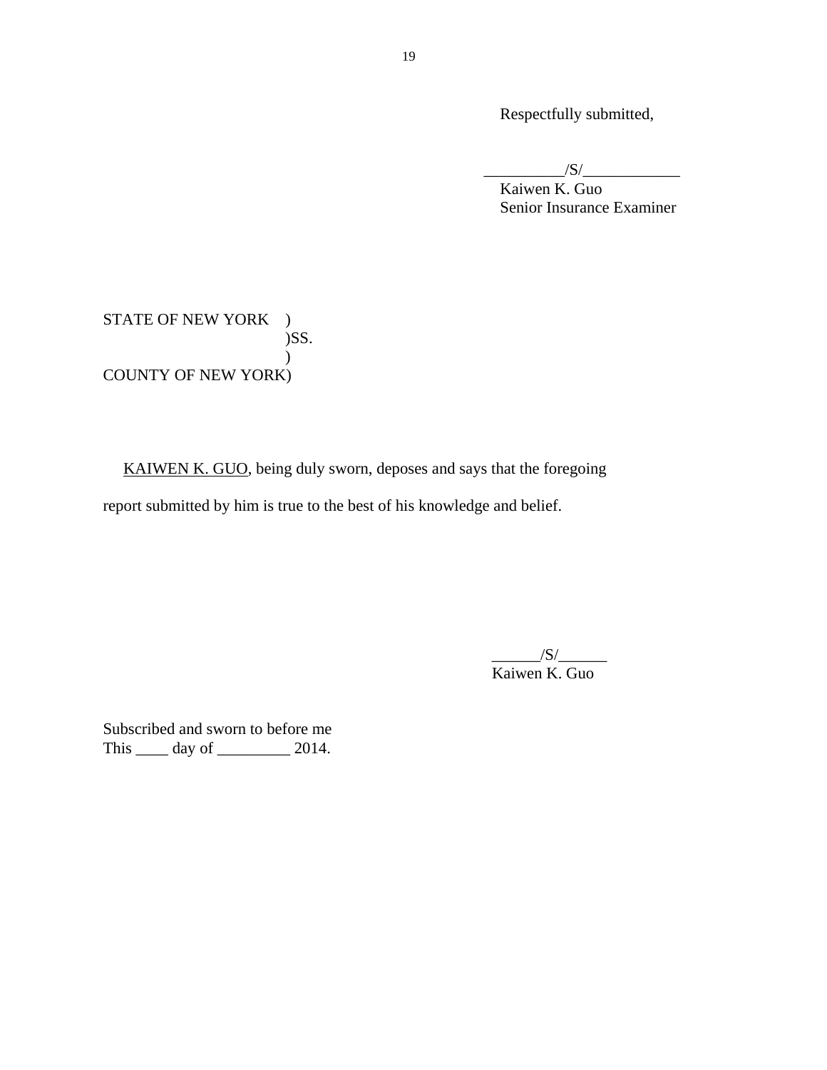Respectfully submitted,

__________/S/____________
Kaiwen K. Guo
Senior Insurance Examiner

STATE OF NEW YORK )
)SS.
)
COUNTY OF NEW YORK)

KAIWEN K. GUO, being duly sworn, deposes and says that the foregoing report submitted by him is true to the best of his knowledge and belief.

______/S/______
Kaiwen K. Guo

Subscribed and sworn to before me
This ____ day of _________ 2014.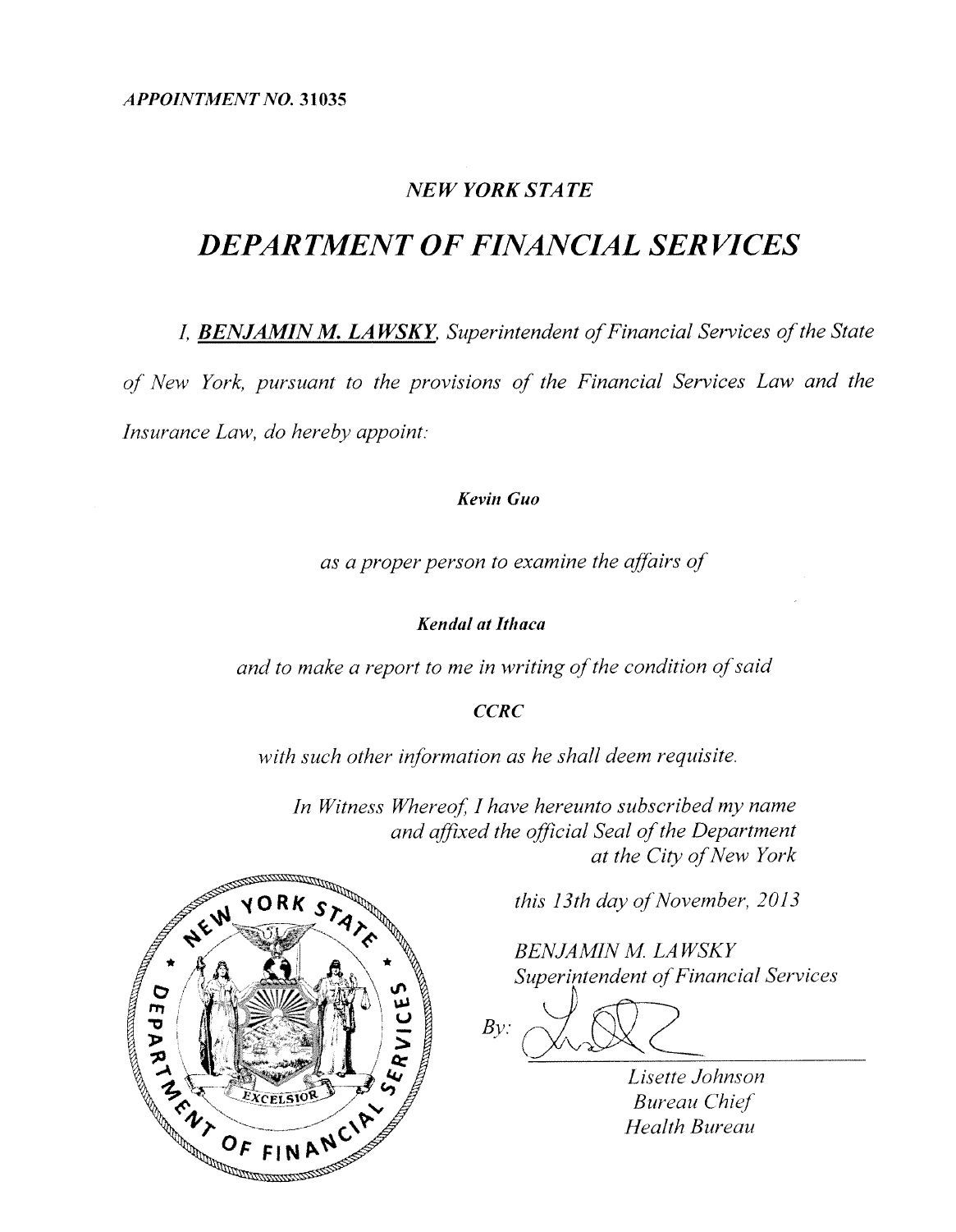*APPOINTMENT NO.* **31035**

## *NEW YORK STATE*

# *DEPARTMENT OF FINANCIAL SERVICES*

*I,* ***BENJAMIN M. LAWSKY****, Superintendent of Financial Services of the State of New York, pursuant to the provisions of the Financial Services Law and the Insurance Law, do hereby appoint:*

***Kevin Guo***

*as a proper person to examine the affairs of*

***Kendal at Ithaca***

*and to make a report to me in writing of the condition of said*

***CCRC***

*with such other information as he shall deem requisite.*

*In Witness Whereof, I have hereunto subscribed my name and affixed the official Seal of the Department at the City of New York*

*this 13th day of November, 2013*

*BENJAMIN M. LAWSKY*
*Superintendent of Financial Services*

*By:*

*Lisette Johnson*
*Bureau Chief*
*Health Bureau*